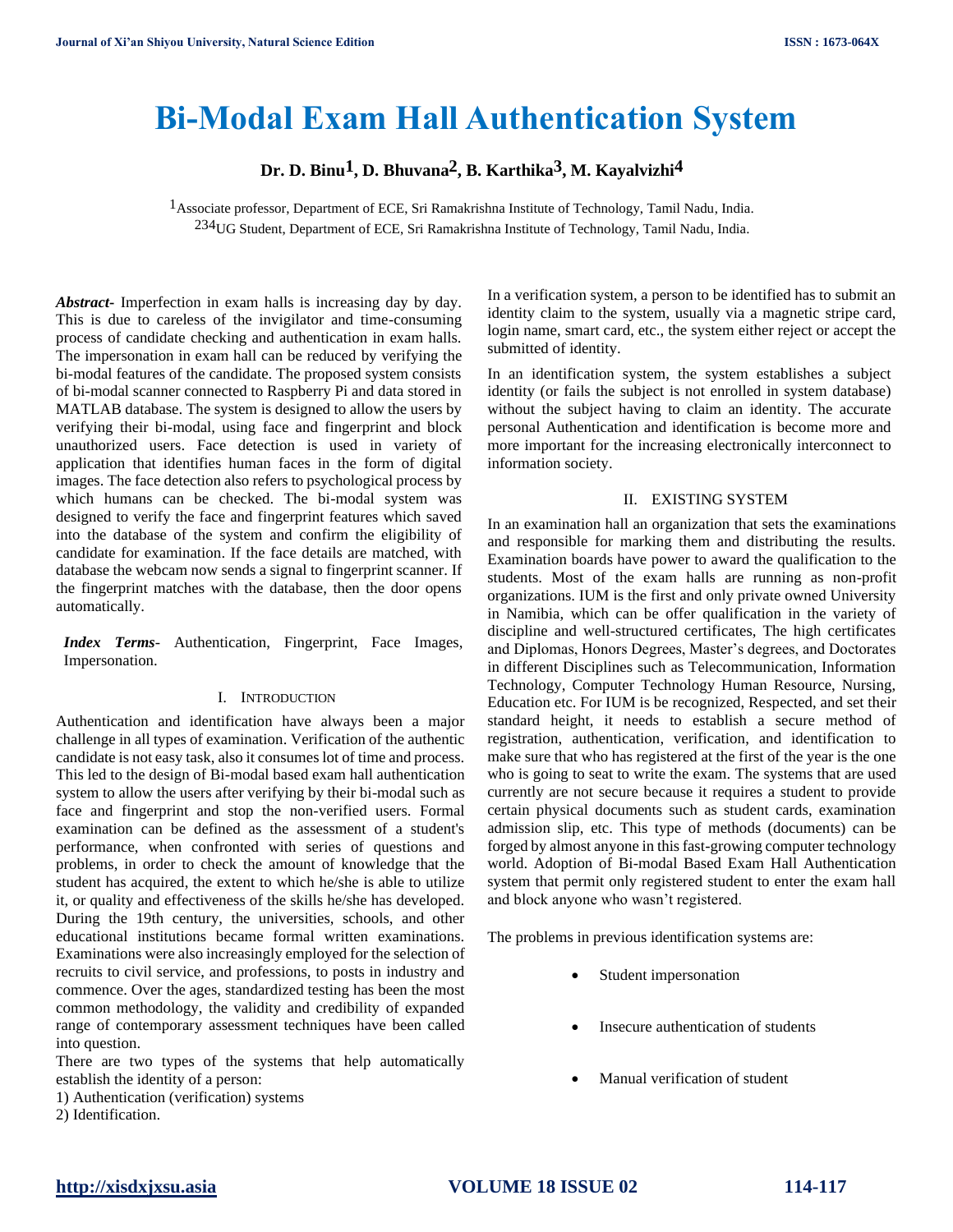# Bi-Modal Exam Hall Authentication System

**Dr. D. Binu[1], D. Bhuvana[2], B. Karthika[3], M. Kayalvizhi[4]**

[1]Associate professor, Department of ECE, Sri Ramakrishna Institute of Technology, Tamil Nadu, India.
[234]UG Student, Department of ECE, Sri Ramakrishna Institute of Technology, Tamil Nadu, India.

***Abstract***- Imperfection in exam halls is increasing day by day. This is due to careless of the invigilator and time-consuming process of candidate checking and authentication in exam halls. The impersonation in exam hall can be reduced by verifying the bi-modal features of the candidate. The proposed system consists of bi-modal scanner connected to Raspberry Pi and data stored in MATLAB database. The system is designed to allow the users by verifying their bi-modal, using face and fingerprint and block unauthorized users. Face detection is used in variety of application that identifies human faces in the form of digital images. The face detection also refers to psychological process by which humans can be checked. The bi-modal system was designed to verify the face and fingerprint features which saved into the database of the system and confirm the eligibility of candidate for examination. If the face details are matched, with database the webcam now sends a signal to fingerprint scanner. If the fingerprint matches with the database, then the door opens automatically.

***Index Terms***- Authentication, Fingerprint, Face Images, Impersonation.

## I. Introduction

Authentication and identification have always been a major challenge in all types of examination. Verification of the authentic candidate is not easy task, also it consumes lot of time and process. This led to the design of Bi-modal based exam hall authentication system to allow the users after verifying by their bi-modal such as face and fingerprint and stop the non-verified users. Formal examination can be defined as the assessment of a student's performance, when confronted with series of questions and problems, in order to check the amount of knowledge that the student has acquired, the extent to which he/she is able to utilize it, or quality and effectiveness of the skills he/she has developed. During the 19th century, the universities, schools, and other educational institutions became formal written examinations. Examinations were also increasingly employed for the selection of recruits to civil service, and professions, to posts in industry and commence. Over the ages, standardized testing has been the most common methodology, the validity and credibility of expanded range of contemporary assessment techniques have been called into question.

There are two types of the systems that help automatically establish the identity of a person:

1) Authentication (verification) systems
2) Identification.

In a verification system, a person to be identified has to submit an identity claim to the system, usually via a magnetic stripe card, login name, smart card, etc., the system either reject or accept the submitted of identity.

In an identification system, the system establishes a subject identity (or fails the subject is not enrolled in system database) without the subject having to claim an identity. The accurate personal Authentication and identification is become more and more important for the increasing electronically interconnect to information society.

## II. Existing System

In an examination hall an organization that sets the examinations and responsible for marking them and distributing the results. Examination boards have power to award the qualification to the students. Most of the exam halls are running as non-profit organizations. IUM is the first and only private owned University in Namibia, which can be offer qualification in the variety of discipline and well-structured certificates, The high certificates and Diplomas, Honors Degrees, Master's degrees, and Doctorates in different Disciplines such as Telecommunication, Information Technology, Computer Technology Human Resource, Nursing, Education etc. For IUM is be recognized, Respected, and set their standard height, it needs to establish a secure method of registration, authentication, verification, and identification to make sure that who has registered at the first of the year is the one who is going to seat to write the exam. The systems that are used currently are not secure because it requires a student to provide certain physical documents such as student cards, examination admission slip, etc. This type of methods (documents) can be forged by almost anyone in this fast-growing computer technology world. Adoption of Bi-modal Based Exam Hall Authentication system that permit only registered student to enter the exam hall and block anyone who wasn't registered.

The problems in previous identification systems are:

- Student impersonation
- Insecure authentication of students
- Manual verification of student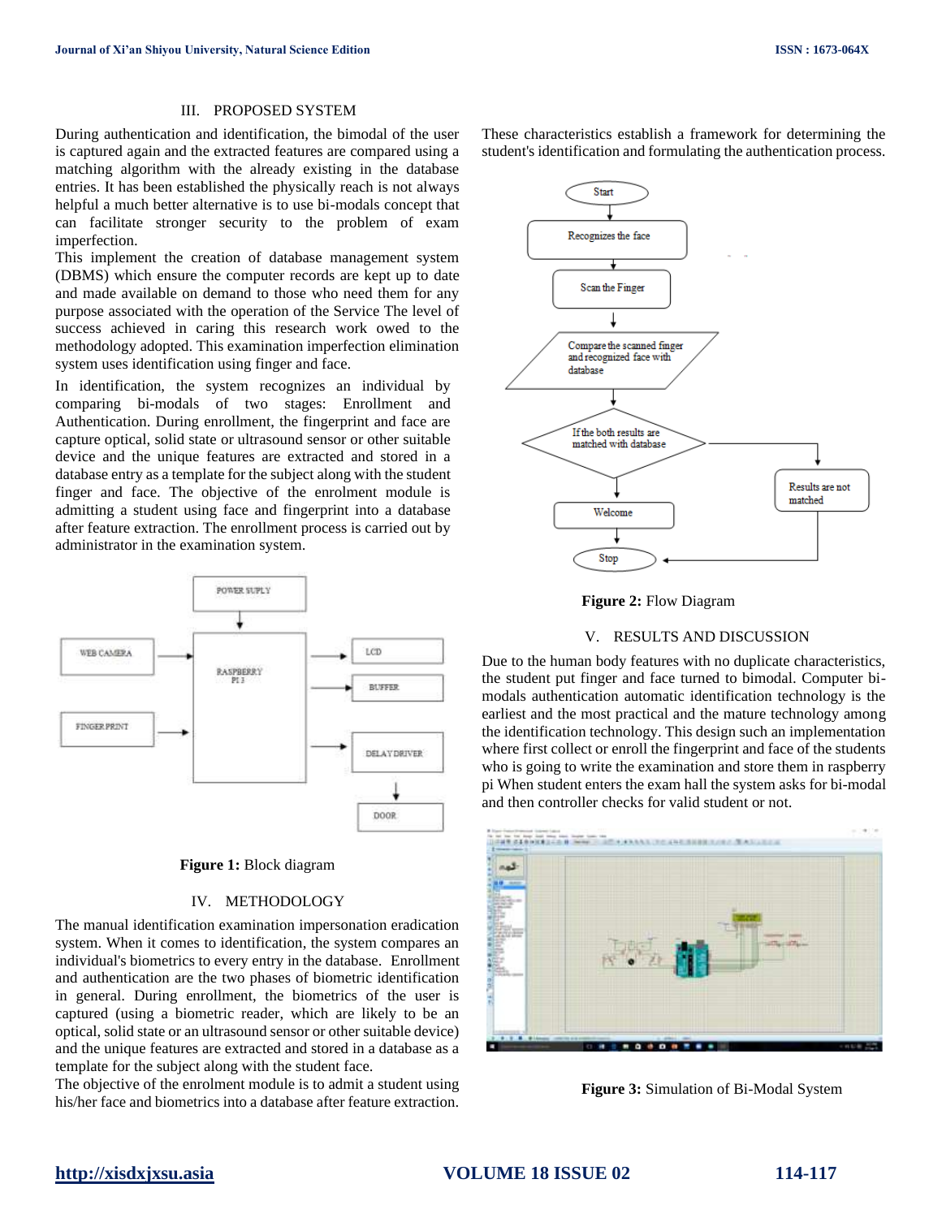## III. PROPOSED SYSTEM

During authentication and identification, the bimodal of the user is captured again and the extracted features are compared using a matching algorithm with the already existing in the database entries. It has been established the physically reach is not always helpful a much better alternative is to use bi-modals concept that can facilitate stronger security to the problem of exam imperfection.

This implement the creation of database management system (DBMS) which ensure the computer records are kept up to date and made available on demand to those who need them for any purpose associated with the operation of the Service The level of success achieved in caring this research work owed to the methodology adopted. This examination imperfection elimination system uses identification using finger and face.

In identification, the system recognizes an individual by comparing bi-modals of two stages: Enrollment and Authentication. During enrollment, the fingerprint and face are capture optical, solid state or ultrasound sensor or other suitable device and the unique features are extracted and stored in a database entry as a template for the subject along with the student finger and face. The objective of the enrolment module is admitting a student using face and fingerprint into a database after feature extraction. The enrollment process is carried out by administrator in the examination system.

**Figure 1:** Block diagram

## IV. METHODOLOGY

The manual identification examination impersonation eradication system. When it comes to identification, the system compares an individual's biometrics to every entry in the database. Enrollment and authentication are the two phases of biometric identification in general. During enrollment, the biometrics of the user is captured (using a biometric reader, which are likely to be an optical, solid state or an ultrasound sensor or other suitable device) and the unique features are extracted and stored in a database as a template for the subject along with the student face.

The objective of the enrolment module is to admit a student using his/her face and biometrics into a database after feature extraction. These characteristics establish a framework for determining the student's identification and formulating the authentication process.

**Figure 2:** Flow Diagram

## V. RESULTS AND DISCUSSION

Due to the human body features with no duplicate characteristics, the student put finger and face turned to bimodal. Computer bi-modals authentication automatic identification technology is the earliest and the most practical and the mature technology among the identification technology. This design such an implementation where first collect or enroll the fingerprint and face of the students who is going to write the examination and store them in raspberry pi When student enters the exam hall the system asks for bi-modal and then controller checks for valid student or not.

**Figure 3:** Simulation of Bi-Modal System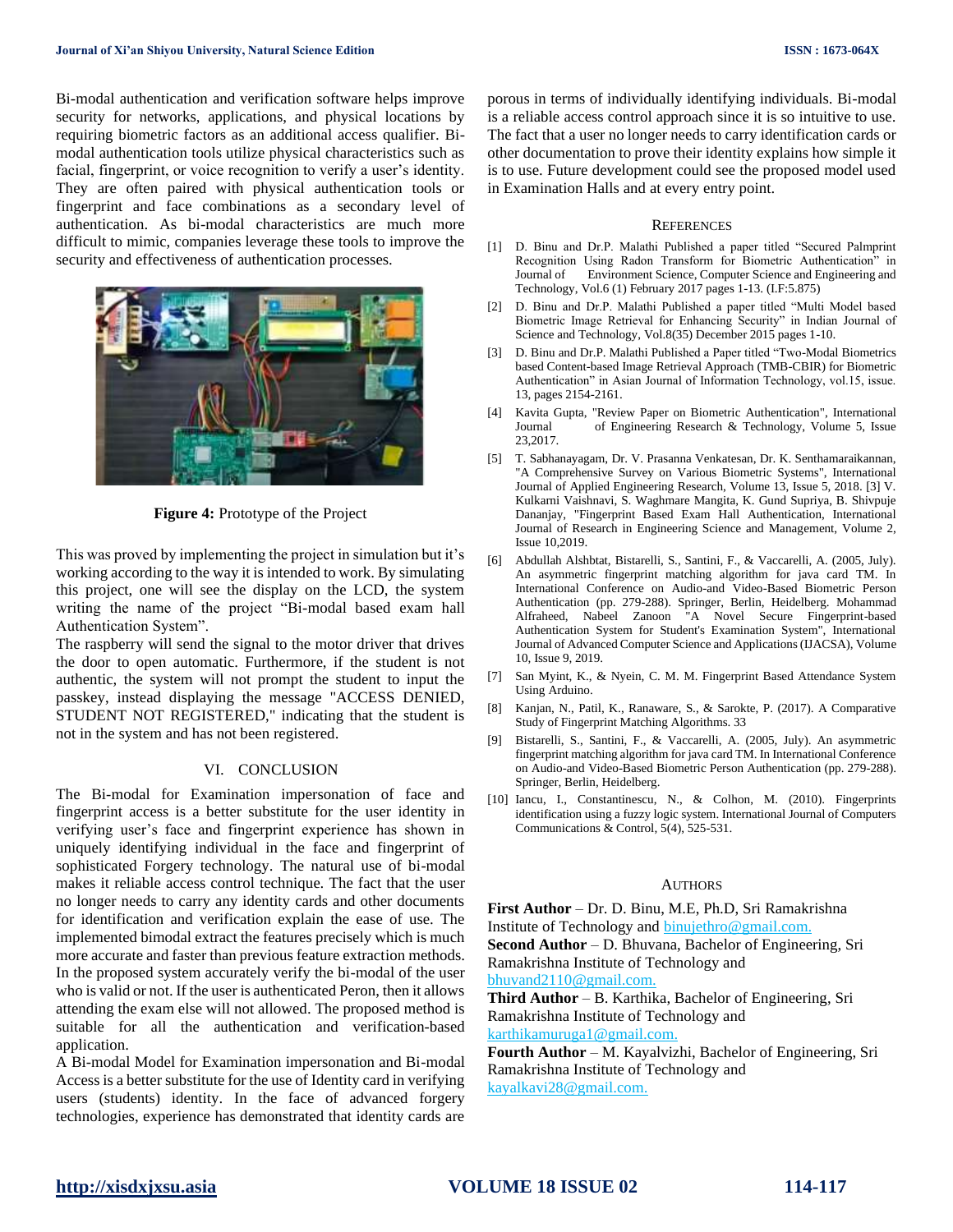Bi-modal authentication and verification software helps improve security for networks, applications, and physical locations by requiring biometric factors as an additional access qualifier. Bi-modal authentication tools utilize physical characteristics such as facial, fingerprint, or voice recognition to verify a user's identity. They are often paired with physical authentication tools or fingerprint and face combinations as a secondary level of authentication. As bi-modal characteristics are much more difficult to mimic, companies leverage these tools to improve the security and effectiveness of authentication processes.

**Figure 4:** Prototype of the Project

This was proved by implementing the project in simulation but it's working according to the way it is intended to work. By simulating this project, one will see the display on the LCD, the system writing the name of the project "Bi-modal based exam hall Authentication System".

The raspberry will send the signal to the motor driver that drives the door to open automatic. Furthermore, if the student is not authentic, the system will not prompt the student to input the passkey, instead displaying the message "ACCESS DENIED, STUDENT NOT REGISTERED," indicating that the student is not in the system and has not been registered.

## VI. CONCLUSION

The Bi-modal for Examination impersonation of face and fingerprint access is a better substitute for the user identity in verifying user's face and fingerprint experience has shown in uniquely identifying individual in the face and fingerprint of sophisticated Forgery technology. The natural use of bi-modal makes it reliable access control technique. The fact that the user no longer needs to carry any identity cards and other documents for identification and verification explain the ease of use. The implemented bimodal extract the features precisely which is much more accurate and faster than previous feature extraction methods. In the proposed system accurately verify the bi-modal of the user who is valid or not. If the user is authenticated Peron, then it allows attending the exam else will not allowed. The proposed method is suitable for all the authentication and verification-based application.

A Bi-modal Model for Examination impersonation and Bi-modal Access is a better substitute for the use of Identity card in verifying users (students) identity. In the face of advanced forgery technologies, experience has demonstrated that identity cards are porous in terms of individually identifying individuals. Bi-modal is a reliable access control approach since it is so intuitive to use. The fact that a user no longer needs to carry identification cards or other documentation to prove their identity explains how simple it is to use. Future development could see the proposed model used in Examination Halls and at every entry point.

## REFERENCES

[1] D. Binu and Dr.P. Malathi Published a paper titled "Secured Palmprint Recognition Using Radon Transform for Biometric Authentication" in Journal of Environment Science, Computer Science and Engineering and Technology, Vol.6 (1) February 2017 pages 1-13. (I.F:5.875)

[2] D. Binu and Dr.P. Malathi Published a paper titled "Multi Model based Biometric Image Retrieval for Enhancing Security" in Indian Journal of Science and Technology, Vol.8(35) December 2015 pages 1-10.

[3] D. Binu and Dr.P. Malathi Published a Paper titled "Two-Modal Biometrics based Content-based Image Retrieval Approach (TMB-CBIR) for Biometric Authentication" in Asian Journal of Information Technology, vol.15, issue. 13, pages 2154-2161.

[4] Kavita Gupta, "Review Paper on Biometric Authentication", International Journal of Engineering Research & Technology, Volume 5, Issue 23,2017.

[5] T. Sabhanayagam, Dr. V. Prasanna Venkatesan, Dr. K. Senthamaraikannan, "A Comprehensive Survey on Various Biometric Systems", International Journal of Applied Engineering Research, Volume 13, Issue 5, 2018. [3] V. Kulkarni Vaishnavi, S. Waghmare Mangita, K. Gund Supriya, B. Shivpuje Dananjay, "Fingerprint Based Exam Hall Authentication, International Journal of Research in Engineering Science and Management, Volume 2, Issue 10,2019.

[6] Abdullah Alshbtat, Bistarelli, S., Santini, F., & Vaccarelli, A. (2005, July). An asymmetric fingerprint matching algorithm for java card TM. In International Conference on Audio-and Video-Based Biometric Person Authentication (pp. 279-288). Springer, Berlin, Heidelberg. Mohammad Alfraheed, Nabeel Zanoon "A Novel Secure Fingerprint-based Authentication System for Student's Examination System", International Journal of Advanced Computer Science and Applications (IJACSA), Volume 10, Issue 9, 2019.

[7] San Myint, K., & Nyein, C. M. M. Fingerprint Based Attendance System Using Arduino.

[8] Kanjan, N., Patil, K., Ranaware, S., & Sarokte, P. (2017). A Comparative Study of Fingerprint Matching Algorithms. 33

[9] Bistarelli, S., Santini, F., & Vaccarelli, A. (2005, July). An asymmetric fingerprint matching algorithm for java card TM. In International Conference on Audio-and Video-Based Biometric Person Authentication (pp. 279-288). Springer, Berlin, Heidelberg.

[10] Iancu, I., Constantinescu, N., & Colhon, M. (2010). Fingerprints identification using a fuzzy logic system. International Journal of Computers Communications & Control, 5(4), 525-531.

## AUTHORS

**First Author** – Dr. D. Binu, M.E, Ph.D, Sri Ramakrishna Institute of Technology and binujethro@gmail.com.

**Second Author** – D. Bhuvana, Bachelor of Engineering, Sri Ramakrishna Institute of Technology and bhuvand2110@gmail.com.

**Third Author** – B. Karthika, Bachelor of Engineering, Sri Ramakrishna Institute of Technology and karthikamuruga1@gmail.com.

**Fourth Author** – M. Kayalvizhi, Bachelor of Engineering, Sri Ramakrishna Institute of Technology and kayalkavi28@gmail.com.